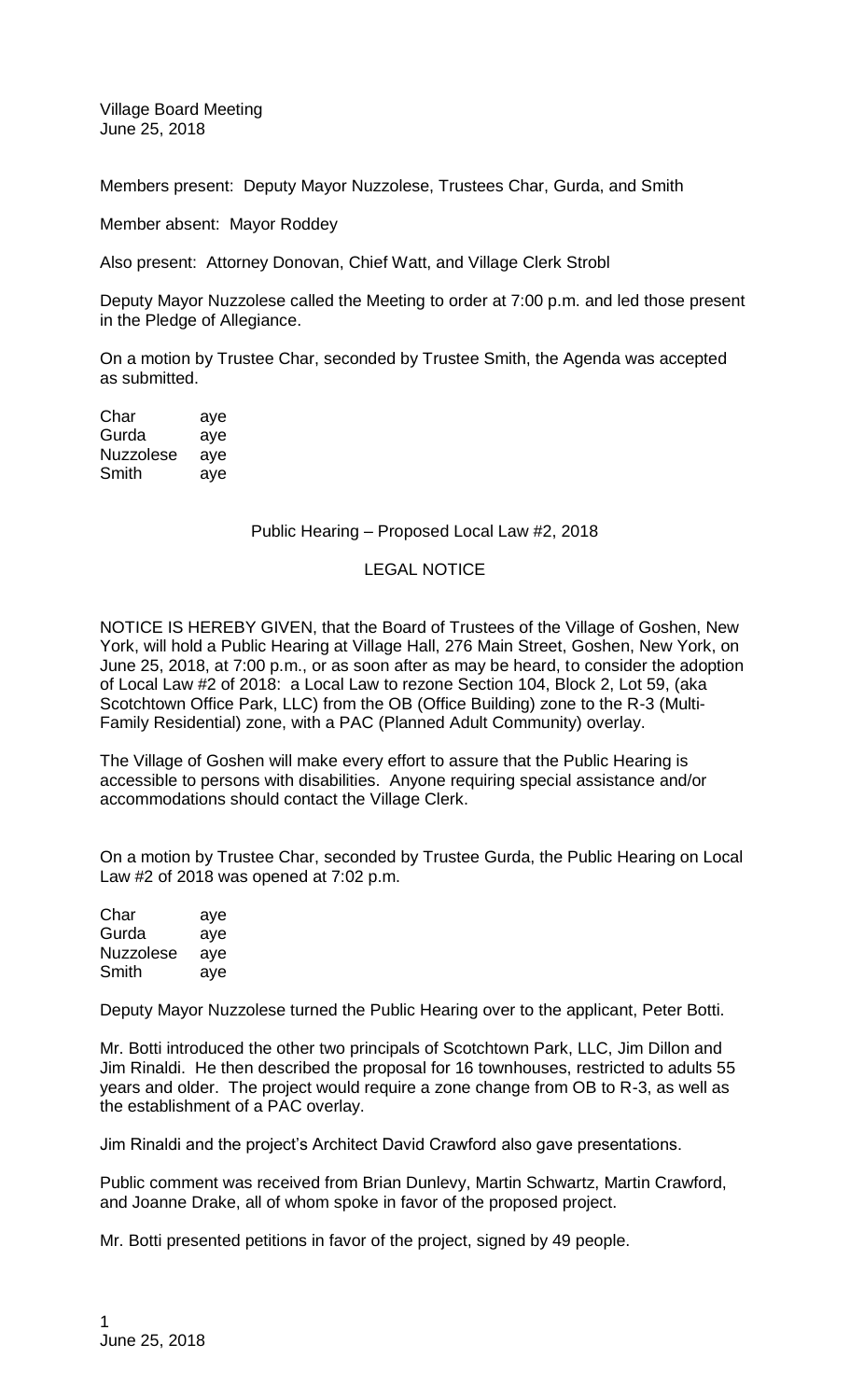Village Board Meeting
June 25, 2018

Members present: Deputy Mayor Nuzzolese, Trustees Char, Gurda, and Smith

Member absent: Mayor Roddey

Also present: Attorney Donovan, Chief Watt, and Village Clerk Strobl

Deputy Mayor Nuzzolese called the Meeting to order at 7:00 p.m. and led those present in the Pledge of Allegiance.

On a motion by Trustee Char, seconded by Trustee Smith, the Agenda was accepted as submitted.

| | |
|---|---|
| Char | aye |
| Gurda | aye |
| Nuzzolese | aye |
| Smith | aye |

Public Hearing – Proposed Local Law #2, 2018

LEGAL NOTICE

NOTICE IS HEREBY GIVEN, that the Board of Trustees of the Village of Goshen, New York, will hold a Public Hearing at Village Hall, 276 Main Street, Goshen, New York, on June 25, 2018, at 7:00 p.m., or as soon after as may be heard, to consider the adoption of Local Law #2 of 2018: a Local Law to rezone Section 104, Block 2, Lot 59, (aka Scotchtown Office Park, LLC) from the OB (Office Building) zone to the R-3 (Multi-Family Residential) zone, with a PAC (Planned Adult Community) overlay.

The Village of Goshen will make every effort to assure that the Public Hearing is accessible to persons with disabilities. Anyone requiring special assistance and/or accommodations should contact the Village Clerk.

On a motion by Trustee Char, seconded by Trustee Gurda, the Public Hearing on Local Law #2 of 2018 was opened at 7:02 p.m.

| | |
|---|---|
| Char | aye |
| Gurda | aye |
| Nuzzolese | aye |
| Smith | aye |

Deputy Mayor Nuzzolese turned the Public Hearing over to the applicant, Peter Botti.

Mr. Botti introduced the other two principals of Scotchtown Park, LLC, Jim Dillon and Jim Rinaldi. He then described the proposal for 16 townhouses, restricted to adults 55 years and older. The project would require a zone change from OB to R-3, as well as the establishment of a PAC overlay.

Jim Rinaldi and the project's Architect David Crawford also gave presentations.

Public comment was received from Brian Dunlevy, Martin Schwartz, Martin Crawford, and Joanne Drake, all of whom spoke in favor of the proposed project.

Mr. Botti presented petitions in favor of the project, signed by 49 people.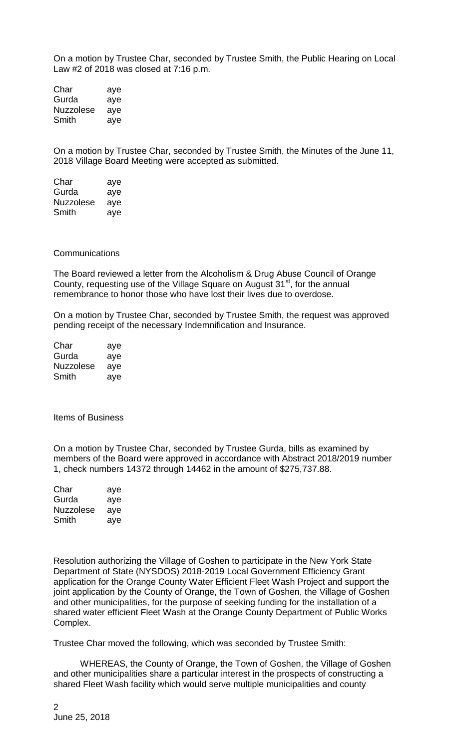On a motion by Trustee Char, seconded by Trustee Smith, the Public Hearing on Local Law #2 of 2018 was closed at 7:16 p.m.

| | |
|---|---|
| Char | aye |
| Gurda | aye |
| Nuzzolese | aye |
| Smith | aye |

On a motion by Trustee Char, seconded by Trustee Smith, the Minutes of the June 11, 2018 Village Board Meeting were accepted as submitted.

| | |
|---|---|
| Char | aye |
| Gurda | aye |
| Nuzzolese | aye |
| Smith | aye |

Communications

The Board reviewed a letter from the Alcoholism & Drug Abuse Council of Orange County, requesting use of the Village Square on August 31st, for the annual remembrance to honor those who have lost their lives due to overdose.

On a motion by Trustee Char, seconded by Trustee Smith, the request was approved pending receipt of the necessary Indemnification and Insurance.

| | |
|---|---|
| Char | aye |
| Gurda | aye |
| Nuzzolese | aye |
| Smith | aye |

Items of Business

On a motion by Trustee Char, seconded by Trustee Gurda, bills as examined by members of the Board were approved in accordance with Abstract 2018/2019 number 1, check numbers 14372 through 14462 in the amount of $275,737.88.

| | |
|---|---|
| Char | aye |
| Gurda | aye |
| Nuzzolese | aye |
| Smith | aye |

Resolution authorizing the Village of Goshen to participate in the New York State Department of State (NYSDOS) 2018-2019 Local Government Efficiency Grant application for the Orange County Water Efficient Fleet Wash Project and support the joint application by the County of Orange, the Town of Goshen, the Village of Goshen and other municipalities, for the purpose of seeking funding for the installation of a shared water efficient Fleet Wash at the Orange County Department of Public Works Complex.

Trustee Char moved the following, which was seconded by Trustee Smith:

WHEREAS, the County of Orange, the Town of Goshen, the Village of Goshen and other municipalities share a particular interest in the prospects of constructing a shared Fleet Wash facility which would serve multiple municipalities and county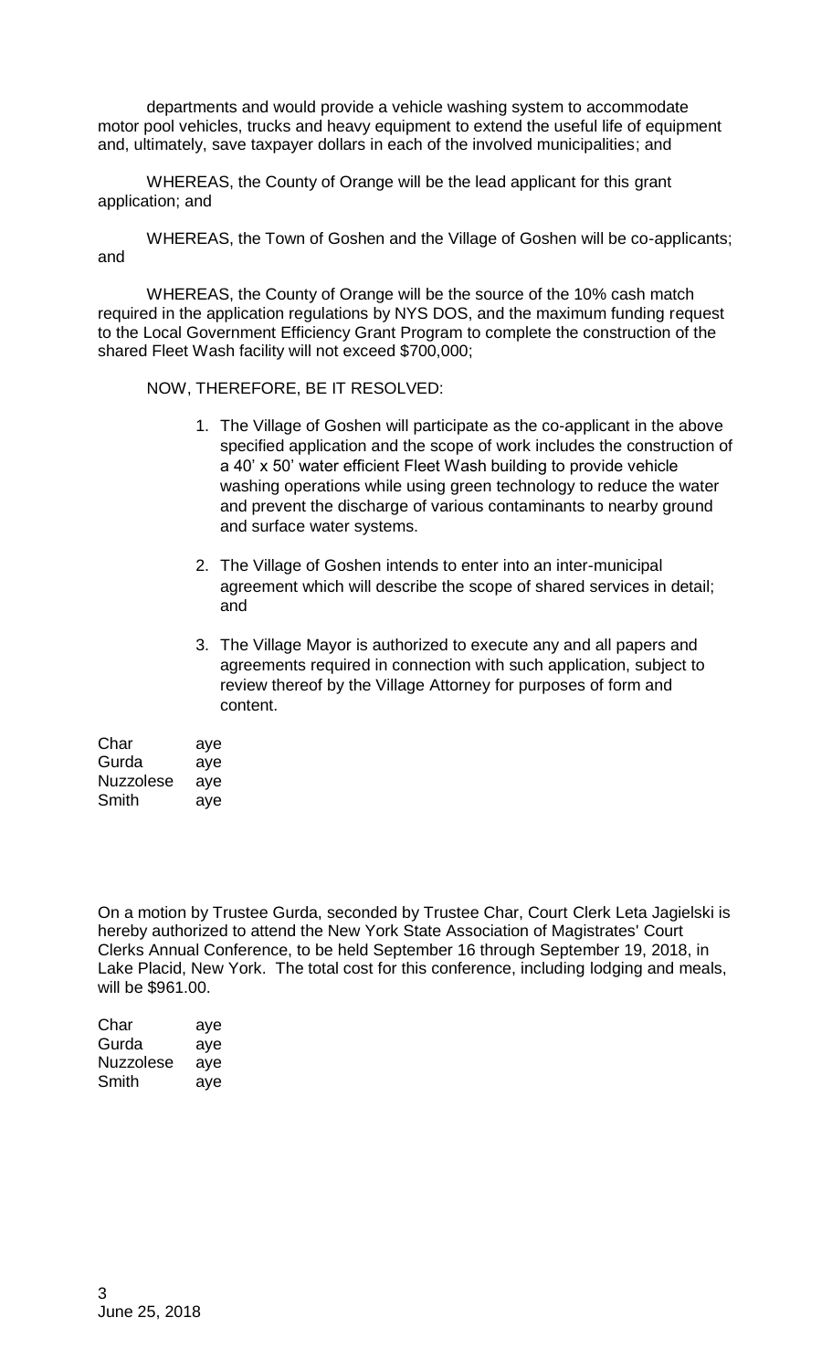departments and would provide a vehicle washing system to accommodate motor pool vehicles, trucks and heavy equipment to extend the useful life of equipment and, ultimately, save taxpayer dollars in each of the involved municipalities; and

WHEREAS, the County of Orange will be the lead applicant for this grant application; and

WHEREAS, the Town of Goshen and the Village of Goshen will be co-applicants; and

WHEREAS, the County of Orange will be the source of the 10% cash match required in the application regulations by NYS DOS, and the maximum funding request to the Local Government Efficiency Grant Program to complete the construction of the shared Fleet Wash facility will not exceed $700,000;

NOW, THEREFORE, BE IT RESOLVED:

1. The Village of Goshen will participate as the co-applicant in the above specified application and the scope of work includes the construction of a 40' x 50' water efficient Fleet Wash building to provide vehicle washing operations while using green technology to reduce the water and prevent the discharge of various contaminants to nearby ground and surface water systems.

2. The Village of Goshen intends to enter into an inter-municipal agreement which will describe the scope of shared services in detail; and

3. The Village Mayor is authorized to execute any and all papers and agreements required in connection with such application, subject to review thereof by the Village Attorney for purposes of form and content.

| | |
|---|---|
| Char | aye |
| Gurda | aye |
| Nuzzolese | aye |
| Smith | aye |

On a motion by Trustee Gurda, seconded by Trustee Char, Court Clerk Leta Jagielski is hereby authorized to attend the New York State Association of Magistrates' Court Clerks Annual Conference, to be held September 16 through September 19, 2018, in Lake Placid, New York. The total cost for this conference, including lodging and meals, will be $961.00.

| | |
|---|---|
| Char | aye |
| Gurda | aye |
| Nuzzolese | aye |
| Smith | aye |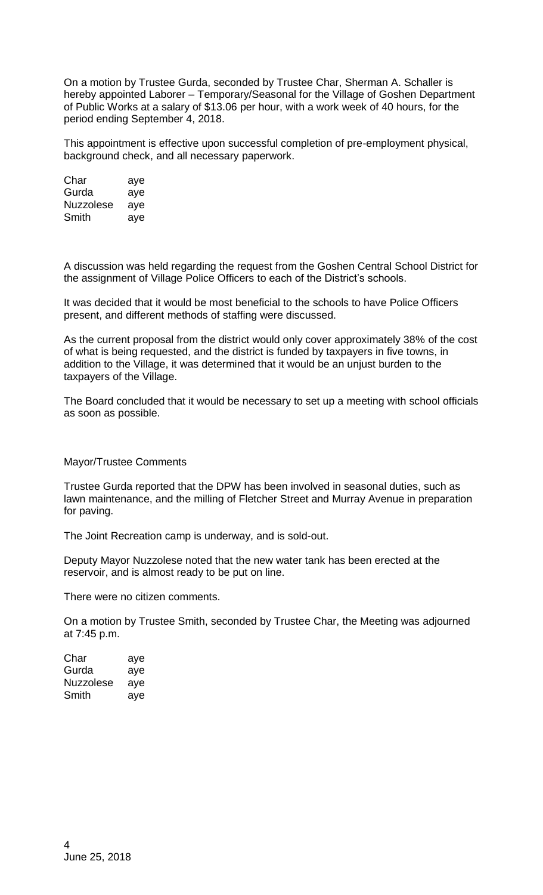On a motion by Trustee Gurda, seconded by Trustee Char, Sherman A. Schaller is hereby appointed Laborer – Temporary/Seasonal for the Village of Goshen Department of Public Works at a salary of $13.06 per hour, with a work week of 40 hours, for the period ending September 4, 2018.

This appointment is effective upon successful completion of pre-employment physical, background check, and all necessary paperwork.

| | |
|---|---|
| Char | aye |
| Gurda | aye |
| Nuzzolese | aye |
| Smith | aye |

A discussion was held regarding the request from the Goshen Central School District for the assignment of Village Police Officers to each of the District's schools.

It was decided that it would be most beneficial to the schools to have Police Officers present, and different methods of staffing were discussed.

As the current proposal from the district would only cover approximately 38% of the cost of what is being requested, and the district is funded by taxpayers in five towns, in addition to the Village, it was determined that it would be an unjust burden to the taxpayers of the Village.

The Board concluded that it would be necessary to set up a meeting with school officials as soon as possible.

Mayor/Trustee Comments

Trustee Gurda reported that the DPW has been involved in seasonal duties, such as lawn maintenance, and the milling of Fletcher Street and Murray Avenue in preparation for paving.

The Joint Recreation camp is underway, and is sold-out.

Deputy Mayor Nuzzolese noted that the new water tank has been erected at the reservoir, and is almost ready to be put on line.

There were no citizen comments.

On a motion by Trustee Smith, seconded by Trustee Char, the Meeting was adjourned at 7:45 p.m.

| | |
|---|---|
| Char | aye |
| Gurda | aye |
| Nuzzolese | aye |
| Smith | aye |

June 25, 2018